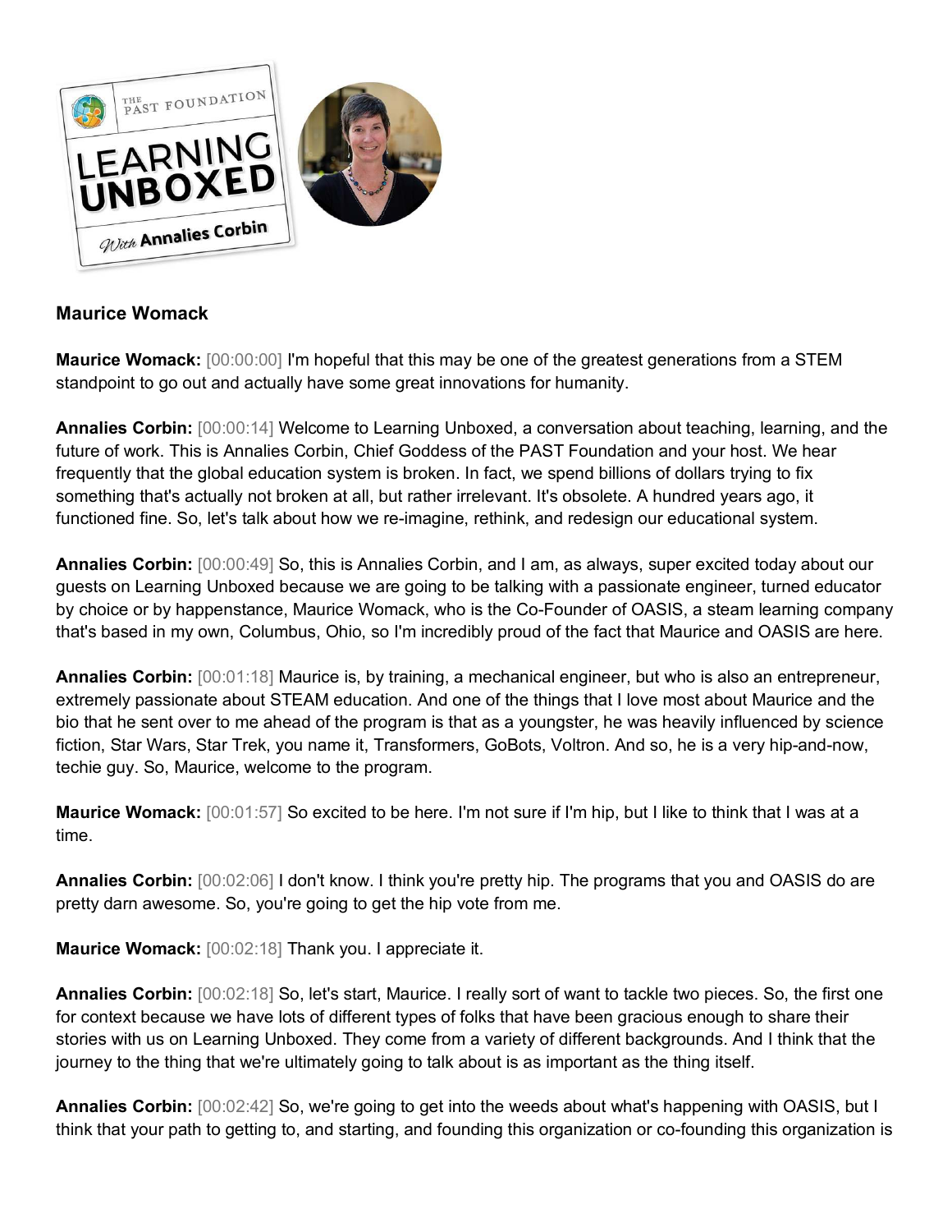**Maurice Womack**

**Maurice Womack:** [00:00:00] I'm hopeful that this may be one of the greatest generations from a STEM standpoint to go out and actually have some great innovations for humanity.

**Annalies Corbin:** [00:00:14] Welcome to Learning Unboxed, a conversation about teaching, learning, and the future of work. This is Annalies Corbin, Chief Goddess of the PAST Foundation and your host. We hear frequently that the global education system is broken. In fact, we spend billions of dollars trying to fix something that's actually not broken at all, but rather irrelevant. It's obsolete. A hundred years ago, it functioned fine. So, let's talk about how we re-imagine, rethink, and redesign our educational system.

**Annalies Corbin:** [00:00:49] So, this is Annalies Corbin, and I am, as always, super excited today about our guests on Learning Unboxed because we are going to be talking with a passionate engineer, turned educator by choice or by happenstance, Maurice Womack, who is the Co-Founder of OASIS, a steam learning company that's based in my own, Columbus, Ohio, so I'm incredibly proud of the fact that Maurice and OASIS are here.

**Annalies Corbin:** [00:01:18] Maurice is, by training, a mechanical engineer, but who is also an entrepreneur, extremely passionate about STEAM education. And one of the things that I love most about Maurice and the bio that he sent over to me ahead of the program is that as a youngster, he was heavily influenced by science fiction, Star Wars, Star Trek, you name it, Transformers, GoBots, Voltron. And so, he is a very hip-and-now, techie guy. So, Maurice, welcome to the program.

**Maurice Womack:** [00:01:57] So excited to be here. I'm not sure if I'm hip, but I like to think that I was at a time.

**Annalies Corbin:** [00:02:06] I don't know. I think you're pretty hip. The programs that you and OASIS do are pretty darn awesome. So, you're going to get the hip vote from me.

**Maurice Womack:** [00:02:18] Thank you. I appreciate it.

**Annalies Corbin:** [00:02:18] So, let's start, Maurice. I really sort of want to tackle two pieces. So, the first one for context because we have lots of different types of folks that have been gracious enough to share their stories with us on Learning Unboxed. They come from a variety of different backgrounds. And I think that the journey to the thing that we're ultimately going to talk about is as important as the thing itself.

**Annalies Corbin:** [00:02:42] So, we're going to get into the weeds about what's happening with OASIS, but I think that your path to getting to, and starting, and founding this organization or co-founding this organization is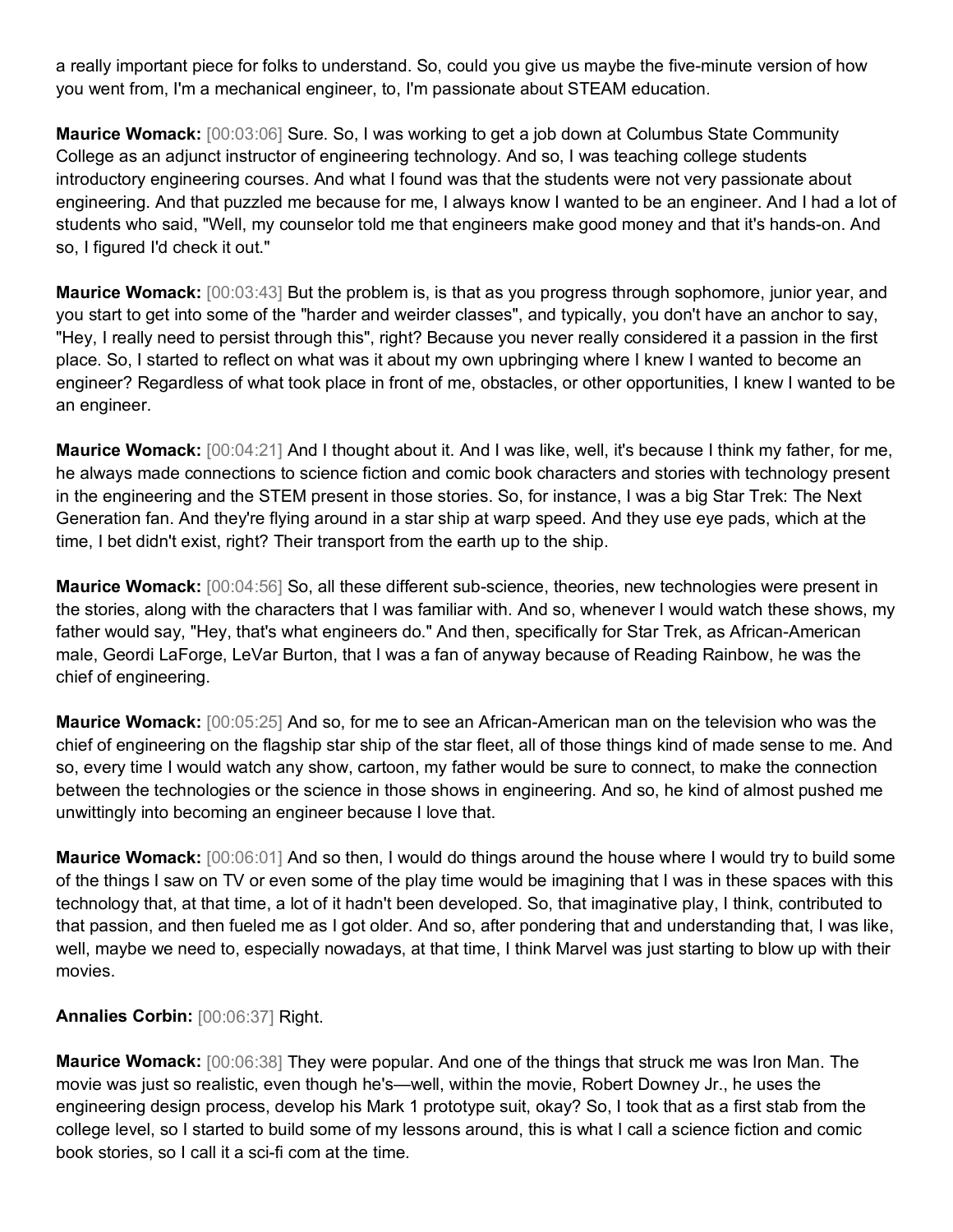a really important piece for folks to understand. So, could you give us maybe the five-minute version of how you went from, I'm a mechanical engineer, to, I'm passionate about STEAM education.

**Maurice Womack:** [00:03:06] Sure. So, I was working to get a job down at Columbus State Community College as an adjunct instructor of engineering technology. And so, I was teaching college students introductory engineering courses. And what I found was that the students were not very passionate about engineering. And that puzzled me because for me, I always know I wanted to be an engineer. And I had a lot of students who said, "Well, my counselor told me that engineers make good money and that it's hands-on. And so, I figured I'd check it out."

**Maurice Womack:** [00:03:43] But the problem is, is that as you progress through sophomore, junior year, and you start to get into some of the "harder and weirder classes", and typically, you don't have an anchor to say, "Hey, I really need to persist through this", right? Because you never really considered it a passion in the first place. So, I started to reflect on what was it about my own upbringing where I knew I wanted to become an engineer? Regardless of what took place in front of me, obstacles, or other opportunities, I knew I wanted to be an engineer.

**Maurice Womack:** [00:04:21] And I thought about it. And I was like, well, it's because I think my father, for me, he always made connections to science fiction and comic book characters and stories with technology present in the engineering and the STEM present in those stories. So, for instance, I was a big Star Trek: The Next Generation fan. And they're flying around in a star ship at warp speed. And they use eye pads, which at the time, I bet didn't exist, right? Their transport from the earth up to the ship.

**Maurice Womack:** [00:04:56] So, all these different sub-science, theories, new technologies were present in the stories, along with the characters that I was familiar with. And so, whenever I would watch these shows, my father would say, "Hey, that's what engineers do." And then, specifically for Star Trek, as African-American male, Geordi LaForge, LeVar Burton, that I was a fan of anyway because of Reading Rainbow, he was the chief of engineering.

**Maurice Womack:** [00:05:25] And so, for me to see an African-American man on the television who was the chief of engineering on the flagship star ship of the star fleet, all of those things kind of made sense to me. And so, every time I would watch any show, cartoon, my father would be sure to connect, to make the connection between the technologies or the science in those shows in engineering. And so, he kind of almost pushed me unwittingly into becoming an engineer because I love that.

**Maurice Womack:** [00:06:01] And so then, I would do things around the house where I would try to build some of the things I saw on TV or even some of the play time would be imagining that I was in these spaces with this technology that, at that time, a lot of it hadn't been developed. So, that imaginative play, I think, contributed to that passion, and then fueled me as I got older. And so, after pondering that and understanding that, I was like, well, maybe we need to, especially nowadays, at that time, I think Marvel was just starting to blow up with their movies.

**Annalies Corbin:** [00:06:37] Right.

**Maurice Womack:** [00:06:38] They were popular. And one of the things that struck me was Iron Man. The movie was just so realistic, even though he's—well, within the movie, Robert Downey Jr., he uses the engineering design process, develop his Mark 1 prototype suit, okay? So, I took that as a first stab from the college level, so I started to build some of my lessons around, this is what I call a science fiction and comic book stories, so I call it a sci-fi com at the time.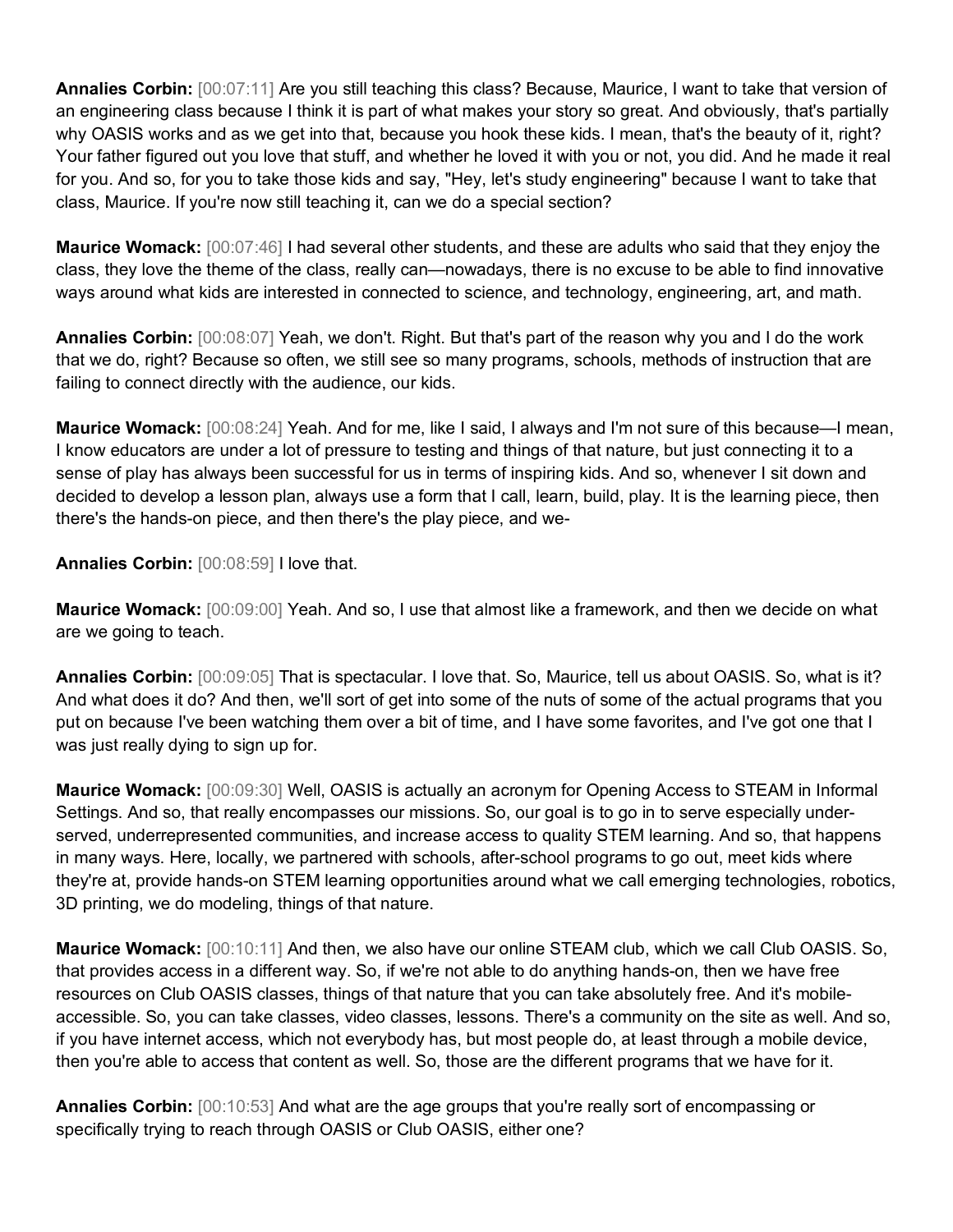**Annalies Corbin:** [00:07:11] Are you still teaching this class? Because, Maurice, I want to take that version of an engineering class because I think it is part of what makes your story so great. And obviously, that's partially why OASIS works and as we get into that, because you hook these kids. I mean, that's the beauty of it, right? Your father figured out you love that stuff, and whether he loved it with you or not, you did. And he made it real for you. And so, for you to take those kids and say, "Hey, let's study engineering" because I want to take that class, Maurice. If you're now still teaching it, can we do a special section?

**Maurice Womack:** [00:07:46] I had several other students, and these are adults who said that they enjoy the class, they love the theme of the class, really can—nowadays, there is no excuse to be able to find innovative ways around what kids are interested in connected to science, and technology, engineering, art, and math.

**Annalies Corbin:** [00:08:07] Yeah, we don't. Right. But that's part of the reason why you and I do the work that we do, right? Because so often, we still see so many programs, schools, methods of instruction that are failing to connect directly with the audience, our kids.

**Maurice Womack:** [00:08:24] Yeah. And for me, like I said, I always and I'm not sure of this because—I mean, I know educators are under a lot of pressure to testing and things of that nature, but just connecting it to a sense of play has always been successful for us in terms of inspiring kids. And so, whenever I sit down and decided to develop a lesson plan, always use a form that I call, learn, build, play. It is the learning piece, then there's the hands-on piece, and then there's the play piece, and we-

**Annalies Corbin:** [00:08:59] I love that.

**Maurice Womack:** [00:09:00] Yeah. And so, I use that almost like a framework, and then we decide on what are we going to teach.

**Annalies Corbin:** [00:09:05] That is spectacular. I love that. So, Maurice, tell us about OASIS. So, what is it? And what does it do? And then, we'll sort of get into some of the nuts of some of the actual programs that you put on because I've been watching them over a bit of time, and I have some favorites, and I've got one that I was just really dying to sign up for.

**Maurice Womack:** [00:09:30] Well, OASIS is actually an acronym for Opening Access to STEAM in Informal Settings. And so, that really encompasses our missions. So, our goal is to go in to serve especially under-served, underrepresented communities, and increase access to quality STEM learning. And so, that happens in many ways. Here, locally, we partnered with schools, after-school programs to go out, meet kids where they're at, provide hands-on STEM learning opportunities around what we call emerging technologies, robotics, 3D printing, we do modeling, things of that nature.

**Maurice Womack:** [00:10:11] And then, we also have our online STEAM club, which we call Club OASIS. So, that provides access in a different way. So, if we're not able to do anything hands-on, then we have free resources on Club OASIS classes, things of that nature that you can take absolutely free. And it's mobile-accessible. So, you can take classes, video classes, lessons. There's a community on the site as well. And so, if you have internet access, which not everybody has, but most people do, at least through a mobile device, then you're able to access that content as well. So, those are the different programs that we have for it.

**Annalies Corbin:** [00:10:53] And what are the age groups that you're really sort of encompassing or specifically trying to reach through OASIS or Club OASIS, either one?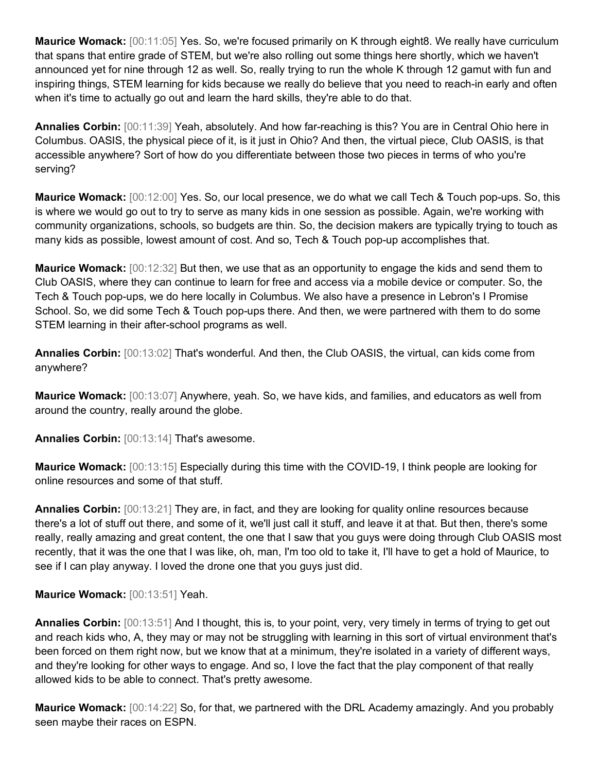**Maurice Womack:** [00:11:05] Yes. So, we're focused primarily on K through eight8. We really have curriculum that spans that entire grade of STEM, but we're also rolling out some things here shortly, which we haven't announced yet for nine through 12 as well. So, really trying to run the whole K through 12 gamut with fun and inspiring things, STEM learning for kids because we really do believe that you need to reach-in early and often when it's time to actually go out and learn the hard skills, they're able to do that.

**Annalies Corbin:** [00:11:39] Yeah, absolutely. And how far-reaching is this? You are in Central Ohio here in Columbus. OASIS, the physical piece of it, is it just in Ohio? And then, the virtual piece, Club OASIS, is that accessible anywhere? Sort of how do you differentiate between those two pieces in terms of who you're serving?

**Maurice Womack:** [00:12:00] Yes. So, our local presence, we do what we call Tech & Touch pop-ups. So, this is where we would go out to try to serve as many kids in one session as possible. Again, we're working with community organizations, schools, so budgets are thin. So, the decision makers are typically trying to touch as many kids as possible, lowest amount of cost. And so, Tech & Touch pop-up accomplishes that.

**Maurice Womack:** [00:12:32] But then, we use that as an opportunity to engage the kids and send them to Club OASIS, where they can continue to learn for free and access via a mobile device or computer. So, the Tech & Touch pop-ups, we do here locally in Columbus. We also have a presence in Lebron's I Promise School. So, we did some Tech & Touch pop-ups there. And then, we were partnered with them to do some STEM learning in their after-school programs as well.

**Annalies Corbin:** [00:13:02] That's wonderful. And then, the Club OASIS, the virtual, can kids come from anywhere?

**Maurice Womack:** [00:13:07] Anywhere, yeah. So, we have kids, and families, and educators as well from around the country, really around the globe.

**Annalies Corbin:** [00:13:14] That's awesome.

**Maurice Womack:** [00:13:15] Especially during this time with the COVID-19, I think people are looking for online resources and some of that stuff.

**Annalies Corbin:** [00:13:21] They are, in fact, and they are looking for quality online resources because there's a lot of stuff out there, and some of it, we'll just call it stuff, and leave it at that. But then, there's some really, really amazing and great content, the one that I saw that you guys were doing through Club OASIS most recently, that it was the one that I was like, oh, man, I'm too old to take it, I'll have to get a hold of Maurice, to see if I can play anyway. I loved the drone one that you guys just did.

**Maurice Womack:** [00:13:51] Yeah.

**Annalies Corbin:** [00:13:51] And I thought, this is, to your point, very, very timely in terms of trying to get out and reach kids who, A, they may or may not be struggling with learning in this sort of virtual environment that's been forced on them right now, but we know that at a minimum, they're isolated in a variety of different ways, and they're looking for other ways to engage. And so, I love the fact that the play component of that really allowed kids to be able to connect. That's pretty awesome.

**Maurice Womack:** [00:14:22] So, for that, we partnered with the DRL Academy amazingly. And you probably seen maybe their races on ESPN.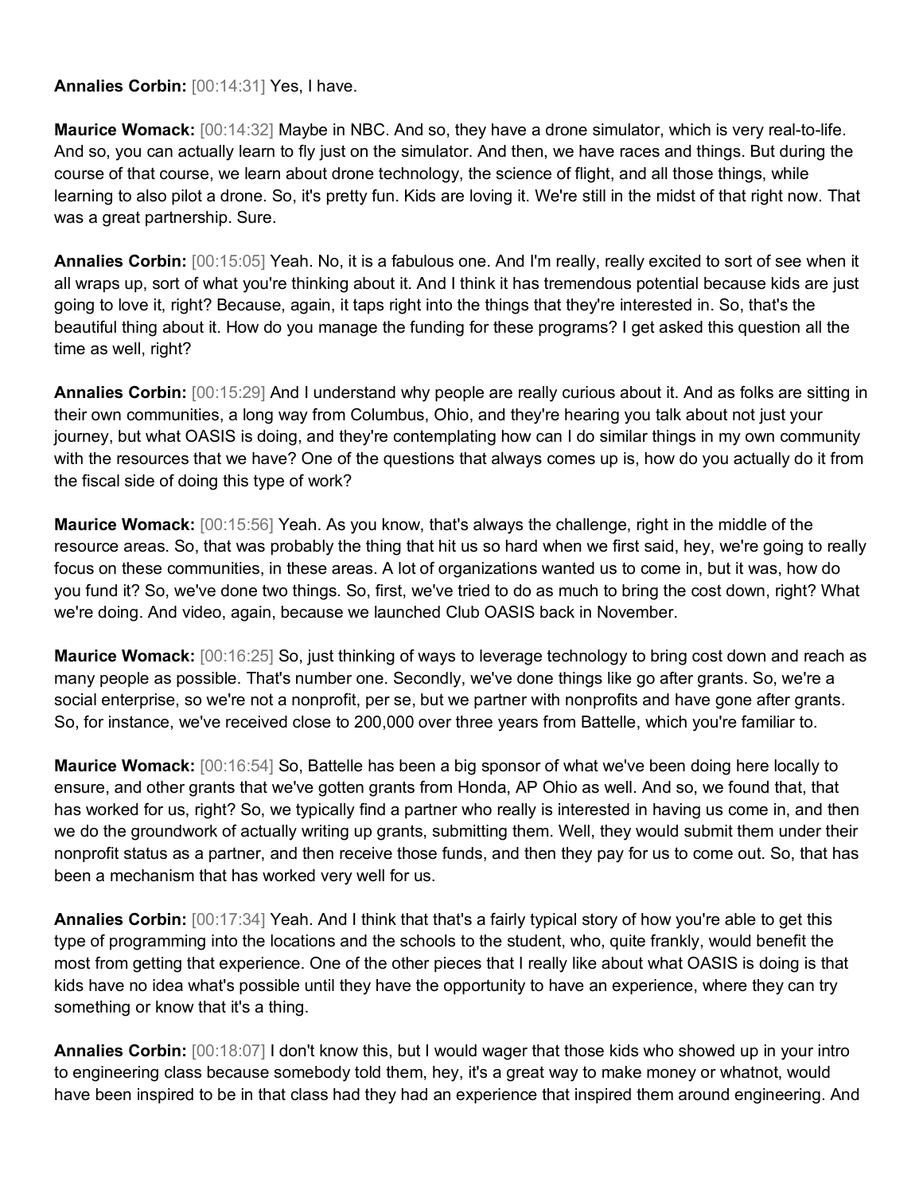**Annalies Corbin:** [00:14:31] Yes, I have.

**Maurice Womack:** [00:14:32] Maybe in NBC. And so, they have a drone simulator, which is very real-to-life. And so, you can actually learn to fly just on the simulator. And then, we have races and things. But during the course of that course, we learn about drone technology, the science of flight, and all those things, while learning to also pilot a drone. So, it's pretty fun. Kids are loving it. We're still in the midst of that right now. That was a great partnership. Sure.

**Annalies Corbin:** [00:15:05] Yeah. No, it is a fabulous one. And I'm really, really excited to sort of see when it all wraps up, sort of what you're thinking about it. And I think it has tremendous potential because kids are just going to love it, right? Because, again, it taps right into the things that they're interested in. So, that's the beautiful thing about it. How do you manage the funding for these programs? I get asked this question all the time as well, right?

**Annalies Corbin:** [00:15:29] And I understand why people are really curious about it. And as folks are sitting in their own communities, a long way from Columbus, Ohio, and they're hearing you talk about not just your journey, but what OASIS is doing, and they're contemplating how can I do similar things in my own community with the resources that we have? One of the questions that always comes up is, how do you actually do it from the fiscal side of doing this type of work?

**Maurice Womack:** [00:15:56] Yeah. As you know, that's always the challenge, right in the middle of the resource areas. So, that was probably the thing that hit us so hard when we first said, hey, we're going to really focus on these communities, in these areas. A lot of organizations wanted us to come in, but it was, how do you fund it? So, we've done two things. So, first, we've tried to do as much to bring the cost down, right? What we're doing. And video, again, because we launched Club OASIS back in November.

**Maurice Womack:** [00:16:25] So, just thinking of ways to leverage technology to bring cost down and reach as many people as possible. That's number one. Secondly, we've done things like go after grants. So, we're a social enterprise, so we're not a nonprofit, per se, but we partner with nonprofits and have gone after grants. So, for instance, we've received close to 200,000 over three years from Battelle, which you're familiar to.

**Maurice Womack:** [00:16:54] So, Battelle has been a big sponsor of what we've been doing here locally to ensure, and other grants that we've gotten grants from Honda, AP Ohio as well. And so, we found that, that has worked for us, right? So, we typically find a partner who really is interested in having us come in, and then we do the groundwork of actually writing up grants, submitting them. Well, they would submit them under their nonprofit status as a partner, and then receive those funds, and then they pay for us to come out. So, that has been a mechanism that has worked very well for us.

**Annalies Corbin:** [00:17:34] Yeah. And I think that that's a fairly typical story of how you're able to get this type of programming into the locations and the schools to the student, who, quite frankly, would benefit the most from getting that experience. One of the other pieces that I really like about what OASIS is doing is that kids have no idea what's possible until they have the opportunity to have an experience, where they can try something or know that it's a thing.

**Annalies Corbin:** [00:18:07] I don't know this, but I would wager that those kids who showed up in your intro to engineering class because somebody told them, hey, it's a great way to make money or whatnot, would have been inspired to be in that class had they had an experience that inspired them around engineering. And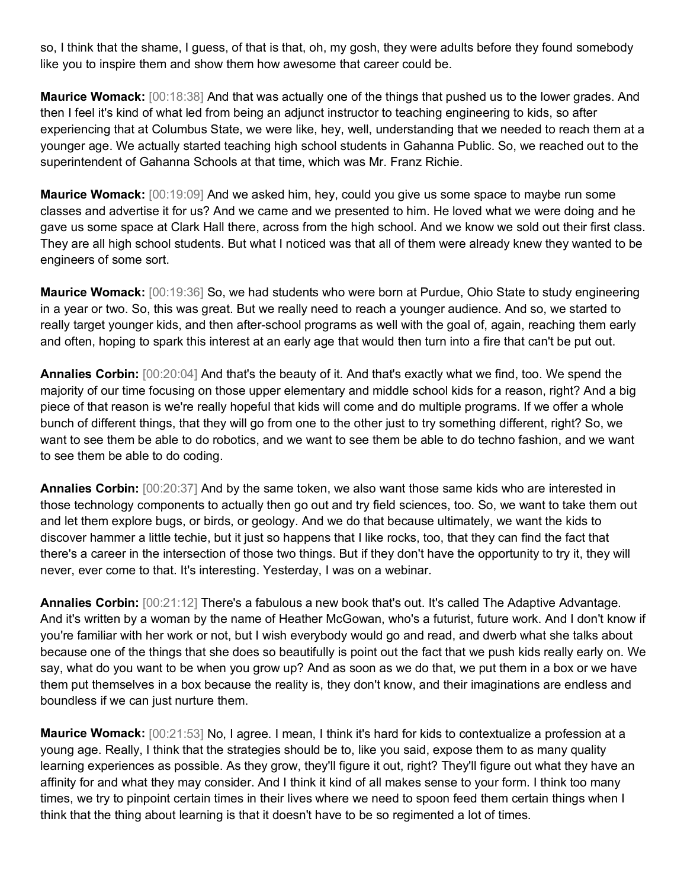so, I think that the shame, I guess, of that is that, oh, my gosh, they were adults before they found somebody like you to inspire them and show them how awesome that career could be.

**Maurice Womack:** [00:18:38] And that was actually one of the things that pushed us to the lower grades. And then I feel it's kind of what led from being an adjunct instructor to teaching engineering to kids, so after experiencing that at Columbus State, we were like, hey, well, understanding that we needed to reach them at a younger age. We actually started teaching high school students in Gahanna Public. So, we reached out to the superintendent of Gahanna Schools at that time, which was Mr. Franz Richie.

**Maurice Womack:** [00:19:09] And we asked him, hey, could you give us some space to maybe run some classes and advertise it for us? And we came and we presented to him. He loved what we were doing and he gave us some space at Clark Hall there, across from the high school. And we know we sold out their first class. They are all high school students. But what I noticed was that all of them were already knew they wanted to be engineers of some sort.

**Maurice Womack:** [00:19:36] So, we had students who were born at Purdue, Ohio State to study engineering in a year or two. So, this was great. But we really need to reach a younger audience. And so, we started to really target younger kids, and then after-school programs as well with the goal of, again, reaching them early and often, hoping to spark this interest at an early age that would then turn into a fire that can't be put out.

**Annalies Corbin:** [00:20:04] And that's the beauty of it. And that's exactly what we find, too. We spend the majority of our time focusing on those upper elementary and middle school kids for a reason, right? And a big piece of that reason is we're really hopeful that kids will come and do multiple programs. If we offer a whole bunch of different things, that they will go from one to the other just to try something different, right? So, we want to see them be able to do robotics, and we want to see them be able to do techno fashion, and we want to see them be able to do coding.

**Annalies Corbin:** [00:20:37] And by the same token, we also want those same kids who are interested in those technology components to actually then go out and try field sciences, too. So, we want to take them out and let them explore bugs, or birds, or geology. And we do that because ultimately, we want the kids to discover hammer a little techie, but it just so happens that I like rocks, too, that they can find the fact that there's a career in the intersection of those two things. But if they don't have the opportunity to try it, they will never, ever come to that. It's interesting. Yesterday, I was on a webinar.

**Annalies Corbin:** [00:21:12] There's a fabulous a new book that's out. It's called The Adaptive Advantage. And it's written by a woman by the name of Heather McGowan, who's a futurist, future work. And I don't know if you're familiar with her work or not, but I wish everybody would go and read, and dwerb what she talks about because one of the things that she does so beautifully is point out the fact that we push kids really early on. We say, what do you want to be when you grow up? And as soon as we do that, we put them in a box or we have them put themselves in a box because the reality is, they don't know, and their imaginations are endless and boundless if we can just nurture them.

**Maurice Womack:** [00:21:53] No, I agree. I mean, I think it's hard for kids to contextualize a profession at a young age. Really, I think that the strategies should be to, like you said, expose them to as many quality learning experiences as possible. As they grow, they'll figure it out, right? They'll figure out what they have an affinity for and what they may consider. And I think it kind of all makes sense to your form. I think too many times, we try to pinpoint certain times in their lives where we need to spoon feed them certain things when I think that the thing about learning is that it doesn't have to be so regimented a lot of times.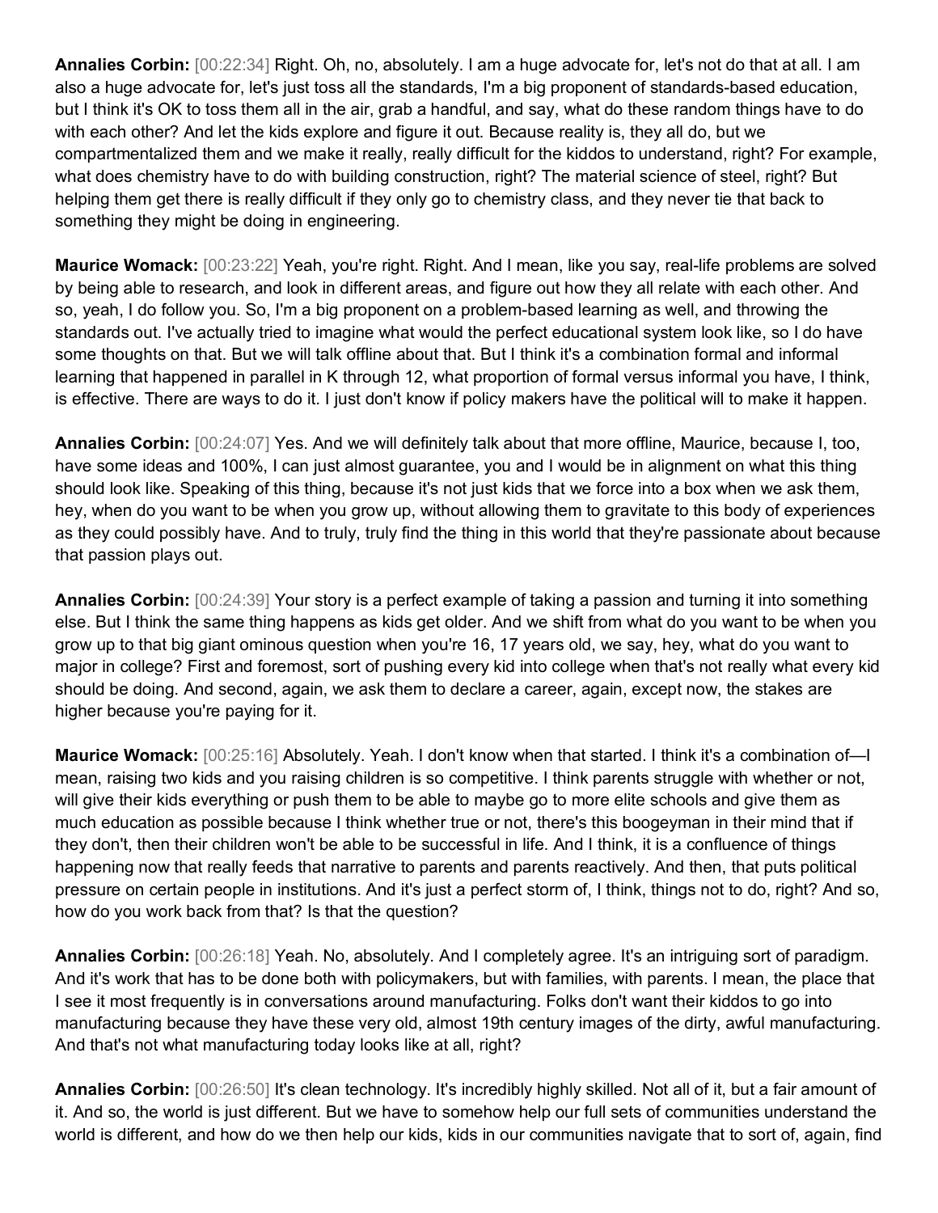**Annalies Corbin:** [00:22:34] Right. Oh, no, absolutely. I am a huge advocate for, let's not do that at all. I am also a huge advocate for, let's just toss all the standards, I'm a big proponent of standards-based education, but I think it's OK to toss them all in the air, grab a handful, and say, what do these random things have to do with each other? And let the kids explore and figure it out. Because reality is, they all do, but we compartmentalized them and we make it really, really difficult for the kiddos to understand, right? For example, what does chemistry have to do with building construction, right? The material science of steel, right? But helping them get there is really difficult if they only go to chemistry class, and they never tie that back to something they might be doing in engineering.

**Maurice Womack:** [00:23:22] Yeah, you're right. Right. And I mean, like you say, real-life problems are solved by being able to research, and look in different areas, and figure out how they all relate with each other. And so, yeah, I do follow you. So, I'm a big proponent on a problem-based learning as well, and throwing the standards out. I've actually tried to imagine what would the perfect educational system look like, so I do have some thoughts on that. But we will talk offline about that. But I think it's a combination formal and informal learning that happened in parallel in K through 12, what proportion of formal versus informal you have, I think, is effective. There are ways to do it. I just don't know if policy makers have the political will to make it happen.

**Annalies Corbin:** [00:24:07] Yes. And we will definitely talk about that more offline, Maurice, because I, too, have some ideas and 100%, I can just almost guarantee, you and I would be in alignment on what this thing should look like. Speaking of this thing, because it's not just kids that we force into a box when we ask them, hey, when do you want to be when you grow up, without allowing them to gravitate to this body of experiences as they could possibly have. And to truly, truly find the thing in this world that they're passionate about because that passion plays out.

**Annalies Corbin:** [00:24:39] Your story is a perfect example of taking a passion and turning it into something else. But I think the same thing happens as kids get older. And we shift from what do you want to be when you grow up to that big giant ominous question when you're 16, 17 years old, we say, hey, what do you want to major in college? First and foremost, sort of pushing every kid into college when that's not really what every kid should be doing. And second, again, we ask them to declare a career, again, except now, the stakes are higher because you're paying for it.

**Maurice Womack:** [00:25:16] Absolutely. Yeah. I don't know when that started. I think it's a combination of—I mean, raising two kids and you raising children is so competitive. I think parents struggle with whether or not, will give their kids everything or push them to be able to maybe go to more elite schools and give them as much education as possible because I think whether true or not, there's this boogeyman in their mind that if they don't, then their children won't be able to be successful in life. And I think, it is a confluence of things happening now that really feeds that narrative to parents and parents reactively. And then, that puts political pressure on certain people in institutions. And it's just a perfect storm of, I think, things not to do, right? And so, how do you work back from that? Is that the question?

**Annalies Corbin:** [00:26:18] Yeah. No, absolutely. And I completely agree. It's an intriguing sort of paradigm. And it's work that has to be done both with policymakers, but with families, with parents. I mean, the place that I see it most frequently is in conversations around manufacturing. Folks don't want their kiddos to go into manufacturing because they have these very old, almost 19th century images of the dirty, awful manufacturing. And that's not what manufacturing today looks like at all, right?

**Annalies Corbin:** [00:26:50] It's clean technology. It's incredibly highly skilled. Not all of it, but a fair amount of it. And so, the world is just different. But we have to somehow help our full sets of communities understand the world is different, and how do we then help our kids, kids in our communities navigate that to sort of, again, find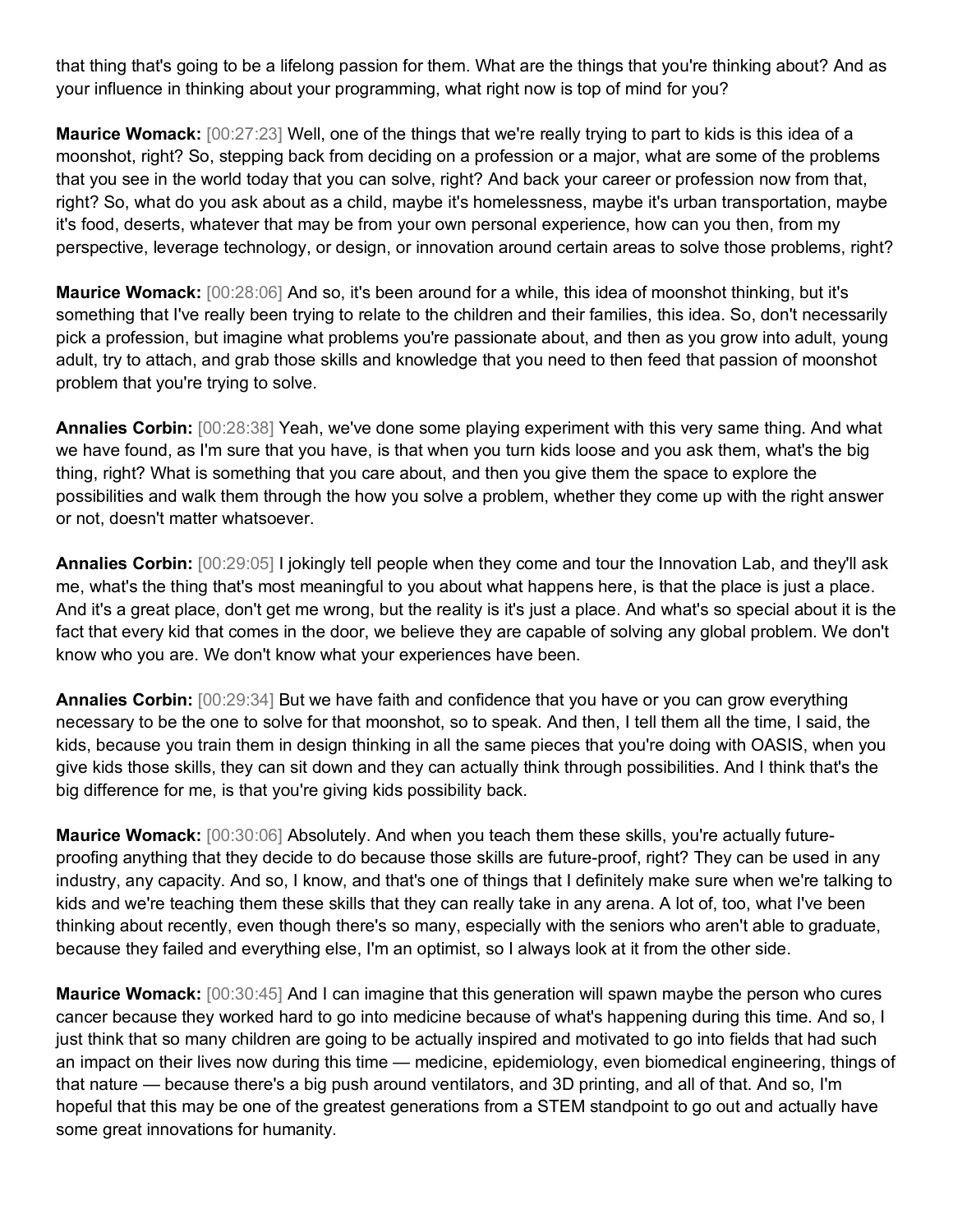that thing that's going to be a lifelong passion for them. What are the things that you're thinking about? And as your influence in thinking about your programming, what right now is top of mind for you?

**Maurice Womack:** [00:27:23] Well, one of the things that we're really trying to part to kids is this idea of a moonshot, right? So, stepping back from deciding on a profession or a major, what are some of the problems that you see in the world today that you can solve, right? And back your career or profession now from that, right? So, what do you ask about as a child, maybe it's homelessness, maybe it's urban transportation, maybe it's food, deserts, whatever that may be from your own personal experience, how can you then, from my perspective, leverage technology, or design, or innovation around certain areas to solve those problems, right?

**Maurice Womack:** [00:28:06] And so, it's been around for a while, this idea of moonshot thinking, but it's something that I've really been trying to relate to the children and their families, this idea. So, don't necessarily pick a profession, but imagine what problems you're passionate about, and then as you grow into adult, young adult, try to attach, and grab those skills and knowledge that you need to then feed that passion of moonshot problem that you're trying to solve.

**Annalies Corbin:** [00:28:38] Yeah, we've done some playing experiment with this very same thing. And what we have found, as I'm sure that you have, is that when you turn kids loose and you ask them, what's the big thing, right? What is something that you care about, and then you give them the space to explore the possibilities and walk them through the how you solve a problem, whether they come up with the right answer or not, doesn't matter whatsoever.

**Annalies Corbin:** [00:29:05] I jokingly tell people when they come and tour the Innovation Lab, and they'll ask me, what's the thing that's most meaningful to you about what happens here, is that the place is just a place. And it's a great place, don't get me wrong, but the reality is it's just a place. And what's so special about it is the fact that every kid that comes in the door, we believe they are capable of solving any global problem. We don't know who you are. We don't know what your experiences have been.

**Annalies Corbin:** [00:29:34] But we have faith and confidence that you have or you can grow everything necessary to be the one to solve for that moonshot, so to speak. And then, I tell them all the time, I said, the kids, because you train them in design thinking in all the same pieces that you're doing with OASIS, when you give kids those skills, they can sit down and they can actually think through possibilities. And I think that's the big difference for me, is that you're giving kids possibility back.

**Maurice Womack:** [00:30:06] Absolutely. And when you teach them these skills, you're actually future-proofing anything that they decide to do because those skills are future-proof, right? They can be used in any industry, any capacity. And so, I know, and that's one of things that I definitely make sure when we're talking to kids and we're teaching them these skills that they can really take in any arena. A lot of, too, what I've been thinking about recently, even though there's so many, especially with the seniors who aren't able to graduate, because they failed and everything else, I'm an optimist, so I always look at it from the other side.

**Maurice Womack:** [00:30:45] And I can imagine that this generation will spawn maybe the person who cures cancer because they worked hard to go into medicine because of what's happening during this time. And so, I just think that so many children are going to be actually inspired and motivated to go into fields that had such an impact on their lives now during this time — medicine, epidemiology, even biomedical engineering, things of that nature — because there's a big push around ventilators, and 3D printing, and all of that. And so, I'm hopeful that this may be one of the greatest generations from a STEM standpoint to go out and actually have some great innovations for humanity.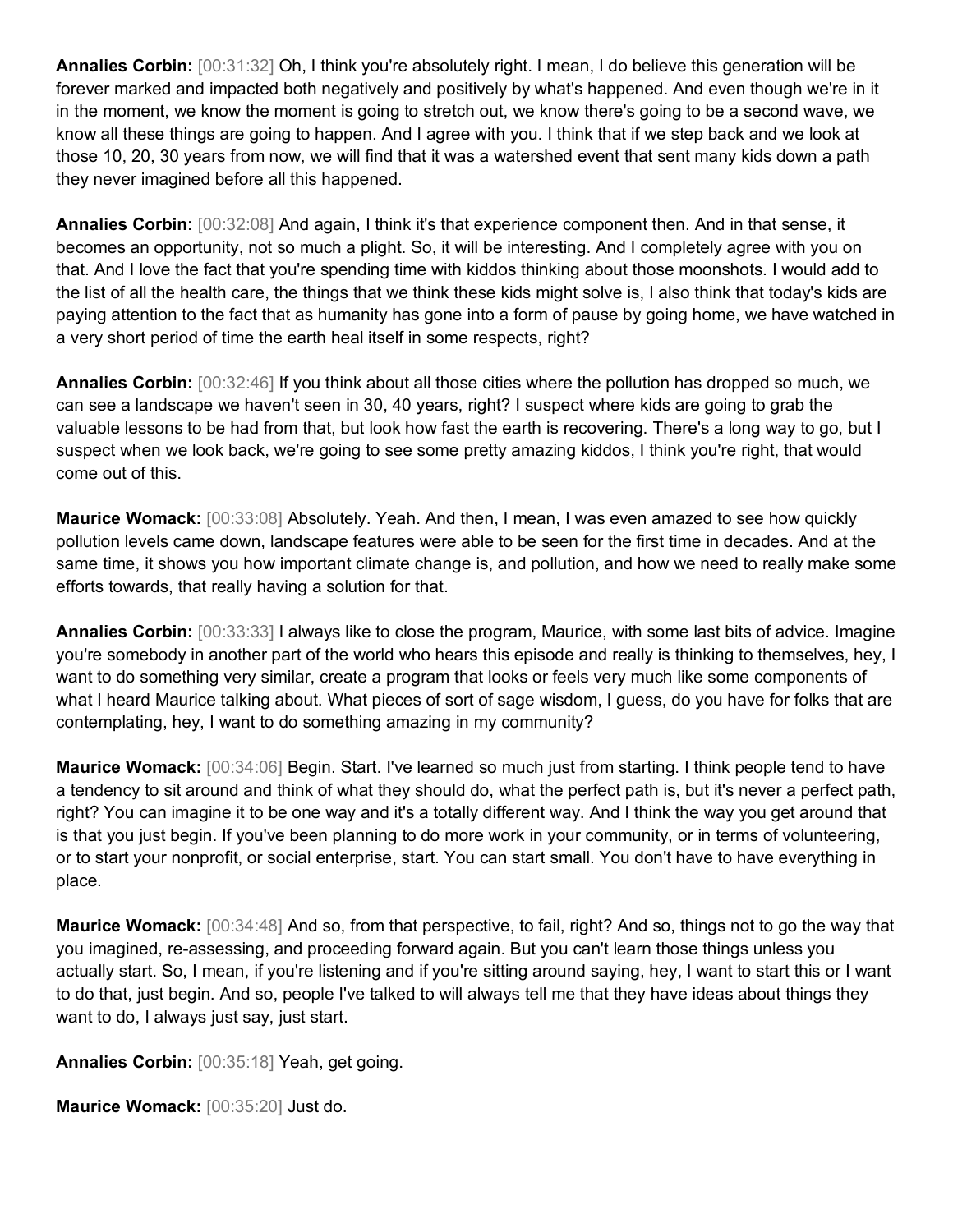**Annalies Corbin:** [00:31:32] Oh, I think you're absolutely right. I mean, I do believe this generation will be forever marked and impacted both negatively and positively by what's happened. And even though we're in it in the moment, we know the moment is going to stretch out, we know there's going to be a second wave, we know all these things are going to happen. And I agree with you. I think that if we step back and we look at those 10, 20, 30 years from now, we will find that it was a watershed event that sent many kids down a path they never imagined before all this happened.

**Annalies Corbin:** [00:32:08] And again, I think it's that experience component then. And in that sense, it becomes an opportunity, not so much a plight. So, it will be interesting. And I completely agree with you on that. And I love the fact that you're spending time with kiddos thinking about those moonshots. I would add to the list of all the health care, the things that we think these kids might solve is, I also think that today's kids are paying attention to the fact that as humanity has gone into a form of pause by going home, we have watched in a very short period of time the earth heal itself in some respects, right?

**Annalies Corbin:** [00:32:46] If you think about all those cities where the pollution has dropped so much, we can see a landscape we haven't seen in 30, 40 years, right? I suspect where kids are going to grab the valuable lessons to be had from that, but look how fast the earth is recovering. There's a long way to go, but I suspect when we look back, we're going to see some pretty amazing kiddos, I think you're right, that would come out of this.

**Maurice Womack:** [00:33:08] Absolutely. Yeah. And then, I mean, I was even amazed to see how quickly pollution levels came down, landscape features were able to be seen for the first time in decades. And at the same time, it shows you how important climate change is, and pollution, and how we need to really make some efforts towards, that really having a solution for that.

**Annalies Corbin:** [00:33:33] I always like to close the program, Maurice, with some last bits of advice. Imagine you're somebody in another part of the world who hears this episode and really is thinking to themselves, hey, I want to do something very similar, create a program that looks or feels very much like some components of what I heard Maurice talking about. What pieces of sort of sage wisdom, I guess, do you have for folks that are contemplating, hey, I want to do something amazing in my community?

**Maurice Womack:** [00:34:06] Begin. Start. I've learned so much just from starting. I think people tend to have a tendency to sit around and think of what they should do, what the perfect path is, but it's never a perfect path, right? You can imagine it to be one way and it's a totally different way. And I think the way you get around that is that you just begin. If you've been planning to do more work in your community, or in terms of volunteering, or to start your nonprofit, or social enterprise, start. You can start small. You don't have to have everything in place.

**Maurice Womack:** [00:34:48] And so, from that perspective, to fail, right? And so, things not to go the way that you imagined, re-assessing, and proceeding forward again. But you can't learn those things unless you actually start. So, I mean, if you're listening and if you're sitting around saying, hey, I want to start this or I want to do that, just begin. And so, people I've talked to will always tell me that they have ideas about things they want to do, I always just say, just start.

**Annalies Corbin:** [00:35:18] Yeah, get going.

**Maurice Womack:** [00:35:20] Just do.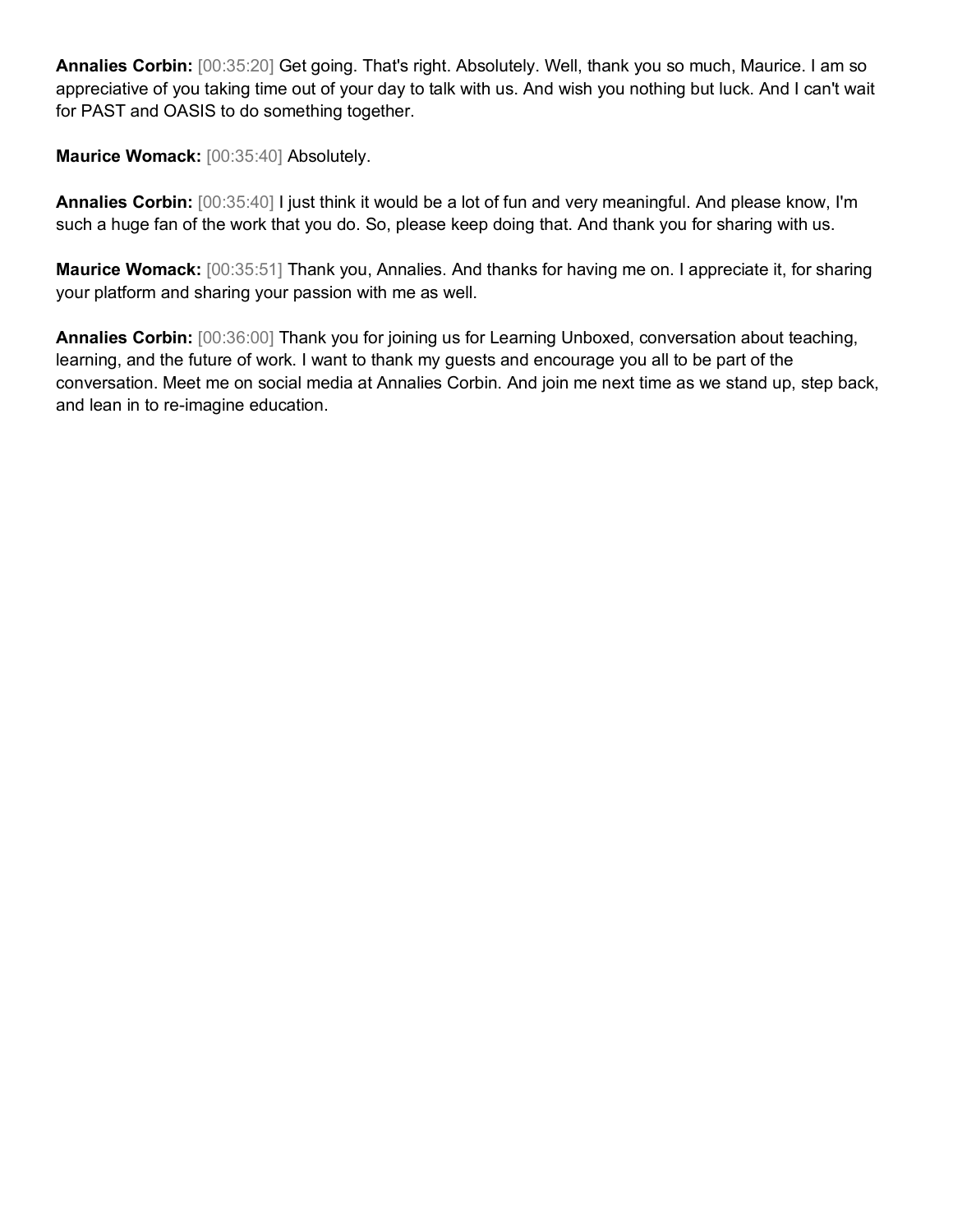**Annalies Corbin:** [00:35:20] Get going. That's right. Absolutely. Well, thank you so much, Maurice. I am so appreciative of you taking time out of your day to talk with us. And wish you nothing but luck. And I can't wait for PAST and OASIS to do something together.

**Maurice Womack:** [00:35:40] Absolutely.

**Annalies Corbin:** [00:35:40] I just think it would be a lot of fun and very meaningful. And please know, I'm such a huge fan of the work that you do. So, please keep doing that. And thank you for sharing with us.

**Maurice Womack:** [00:35:51] Thank you, Annalies. And thanks for having me on. I appreciate it, for sharing your platform and sharing your passion with me as well.

**Annalies Corbin:** [00:36:00] Thank you for joining us for Learning Unboxed, conversation about teaching, learning, and the future of work. I want to thank my guests and encourage you all to be part of the conversation. Meet me on social media at Annalies Corbin. And join me next time as we stand up, step back, and lean in to re-imagine education.